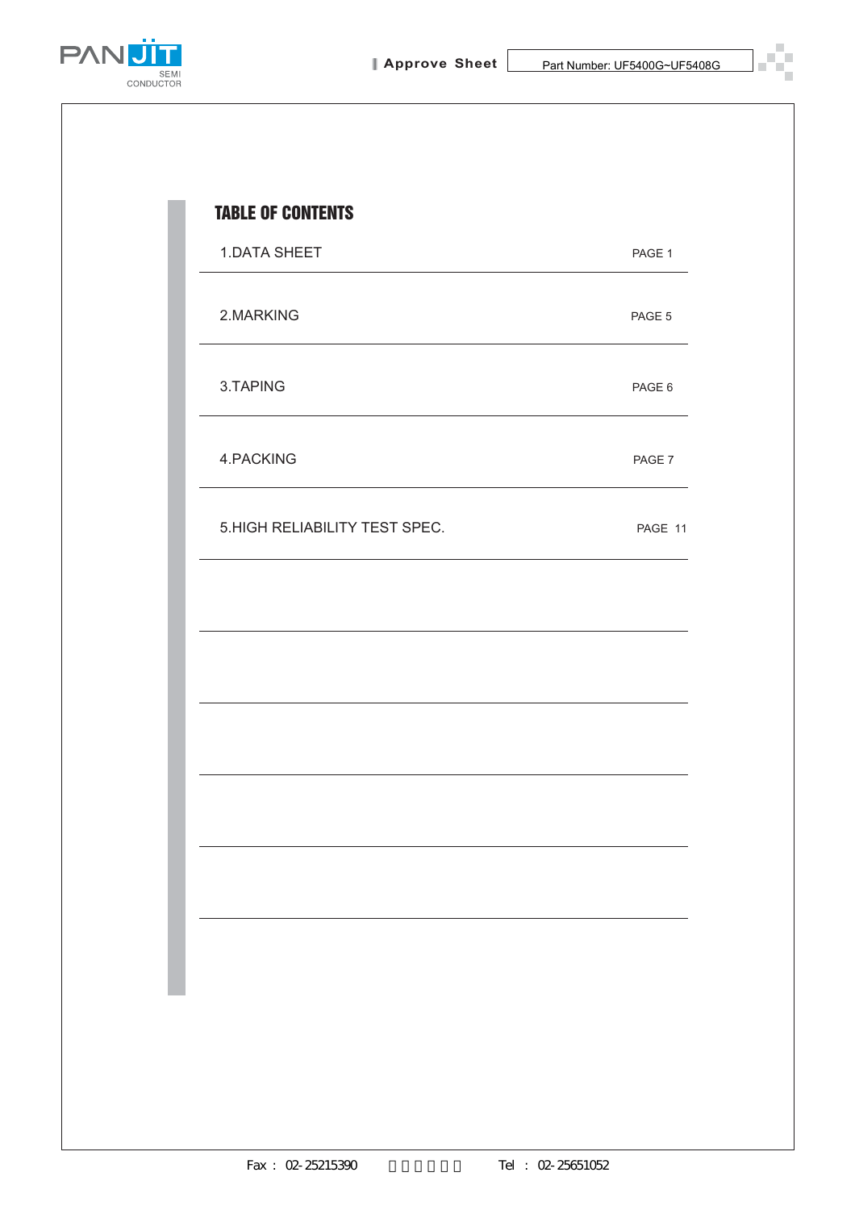# TABLE OF CONTENTS

| | |
|---|---|
| 1.DATA SHEET | PAGE 1 |
| 2.MARKING | PAGE 5 |
| 3.TAPING | PAGE 6 |
| 4.PACKING | PAGE 7 |
| 5.HIGH RELIABILITY TEST SPEC. | PAGE 11 |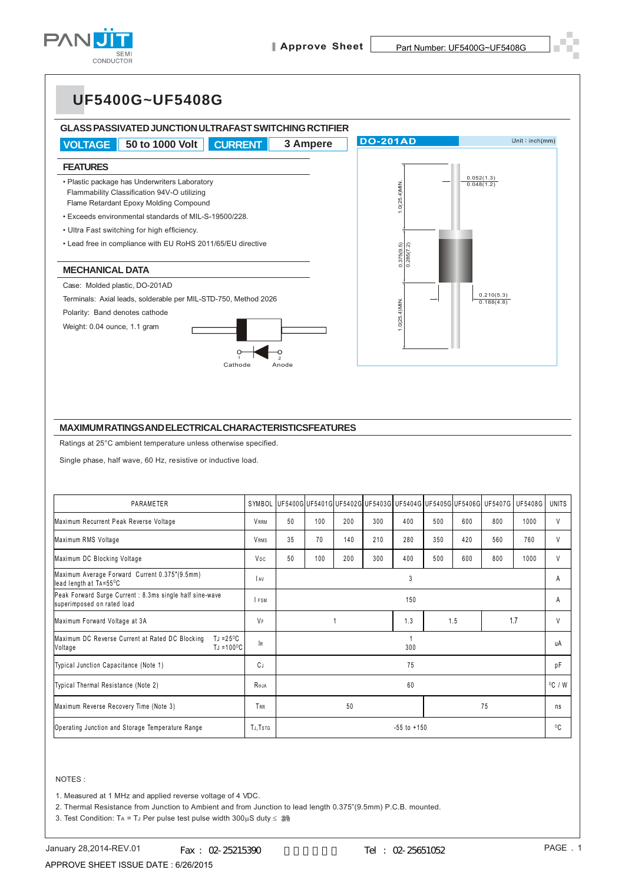# UF5400G~UF5408G

## GLASS PASSIVATED JUNCTION ULTRAFAST SWITCHING RCTIFIER

**VOLTAGE** 50 to 1000 Volt **CURRENT** 3 Ampere

DO-201AD — Unit : inch(mm)

1.0(25.4)MIN.
0.052(1.3)
0.048(1.2)
0.375(9.5)
0.285(7.2)
0.210(5.3)
0.188(4.8)
1.0(25.4)MIN.

### FEATURES

- Plastic package has Underwriters Laboratory Flammability Classification 94V-O utilizing Flame Retardant Epoxy Molding Compound
- Exceeds environmental standards of MIL-S-19500/228.
- Ultra Fast switching for high efficiency.
- Lead free in compliance with EU RoHS 2011/65/EU directive

### MECHANICAL DATA

Case: Molded plastic, DO-201AD

Terminals: Axial leads, solderable per MIL-STD-750, Method 2026

Polarity: Band denotes cathode

Weight: 0.04 ounce, 1.1 gram

1 Cathode 2 Anode

## MAXIMUM RATINGS AND ELECTRICAL CHARACTERISTICS FEATURES

Ratings at 25°C ambient temperature unless otherwise specified.

Single phase, half wave, 60 Hz, resistive or inductive load.

| PARAMETER | SYMBOL | UF5400G | UF5401G | UF5402G | UF5403G | UF5404G | UF5405G | UF5406G | UF5407G | UF5408G | UNITS |
|---|---|---|---|---|---|---|---|---|---|---|---|
| Maximum Recurrent Peak Reverse Voltage | $V_{RRM}$ | 50 | 100 | 200 | 300 | 400 | 500 | 600 | 800 | 1000 | V |
| Maximum RMS Voltage | $V_{RMS}$ | 35 | 70 | 140 | 210 | 280 | 350 | 420 | 560 | 760 | V |
| Maximum DC Blocking Voltage | $V_{DC}$ | 50 | 100 | 200 | 300 | 400 | 500 | 600 | 800 | 1000 | V |
| Maximum Average Forward Current 0.375"(9.5mm) lead length at TA=55°C | $I_{AV}$ | 3 | | | | | | | | | A |
| Peak Forward Surge Current : 8.3ms single half sine-wave superimposed on rated load | $I_{FSM}$ | 150 | | | | | | | | | A |
| Maximum Forward Voltage at 3A | $V_F$ | 1 | | | | 1.3 | 1.5 | | 1.7 | | V |
| Maximum DC Reverse Current at Rated DC Blocking Voltage TJ =25°C / TJ =100°C | $I_R$ | 1 / 300 | | | | | | | | | uA |
| Typical Junction Capacitance (Note 1) | $C_J$ | 75 | | | | | | | | | pF |
| Typical Thermal Resistance (Note 2) | $R_{\theta JA}$ | 60 | | | | | | | | | °C / W |
| Maximum Reverse Recovery Time (Note 3) | $T_{RR}$ | 50 | | | | | 75 | | | | ns |
| Operating Junction and Storage Temperature Range | $T_J$,$T_{STG}$ | -55 to +150 | | | | | | | | | °C |

NOTES :

1. Measured at 1 MHz and applied reverse voltage of 4 VDC.
2. Thermal Resistance from Junction to Ambient and from Junction to lead length 0.375"(9.5mm) P.C.B. mounted.
3. Test Condition: $T_A$ = $T_J$ Per pulse test pulse width 300μS duty ≤ 2%

January 28,2014-REV.01

APPROVE SHEET ISSUE DATE : 6/26/2015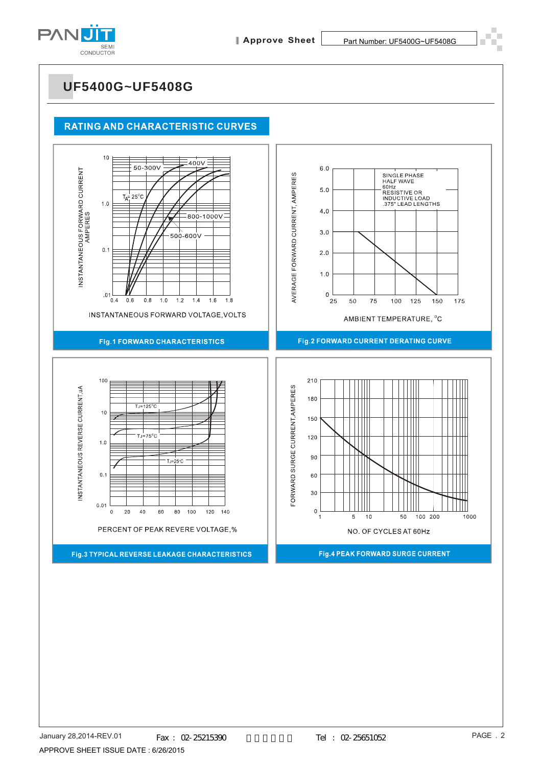# UF5400G~UF5408G

## RATING AND CHARACTERISTIC CURVES

INSTANTANEOUS FORWARD CURRENT AMPERES

10, 1.0, 0.1, .01

50-300V, 400V, 800-1000V, 500-600V

$T_A = 25°C$

0.4, 0.6, 0.8, 1.0, 1.2, 1.4, 1.6, 1.8

INSTANTANEOUS FORWARD VOLTAGE,VOLTS

**Fig.1 FORWARD CHARACTERISTICS**

AVERAGE FORWARD CURRENT, AMPERES

6.0, 5.0, 4.0, 3.0, 2.0, 1.0, 0

SINGLE PHASE
HALF WAVE
60Hz
RESISTIVE OR
INDUCTIVE LOAD
.375" LEAD LENGTHS

25, 50, 75, 100, 125, 150, 175

AMBIENT TEMPERATURE, °C

**Fig.2 FORWARD CURRENT DERATING CURVE**

INSTANTANEOUS REVERSE CURRENT,uA

100, 10, 1.0, 0.1, 0.01

$T_J=125°C$, $T_J=75°C$, $T_J=25°C$

0, 20, 40, 60, 80, 100, 120, 140

PERCENT OF PEAK REVERE VOLTAGE,%

**Fig.3 TYPICAL REVERSE LEAKAGE CHARACTERISTICS**

FORWARD SURGE CURRENT,AMPERES

210, 180, 150, 120, 90, 60, 30, 0

1, 5, 10, 50, 100, 200, 1000

NO. OF CYCLES AT 60Hz

**Fig.4 PEAK FORWARD SURGE CURRENT**

January 28,2014-REV.01 Fax：02-25215390 Tel：02-25651052

APPROVE SHEET ISSUE DATE : 6/26/2015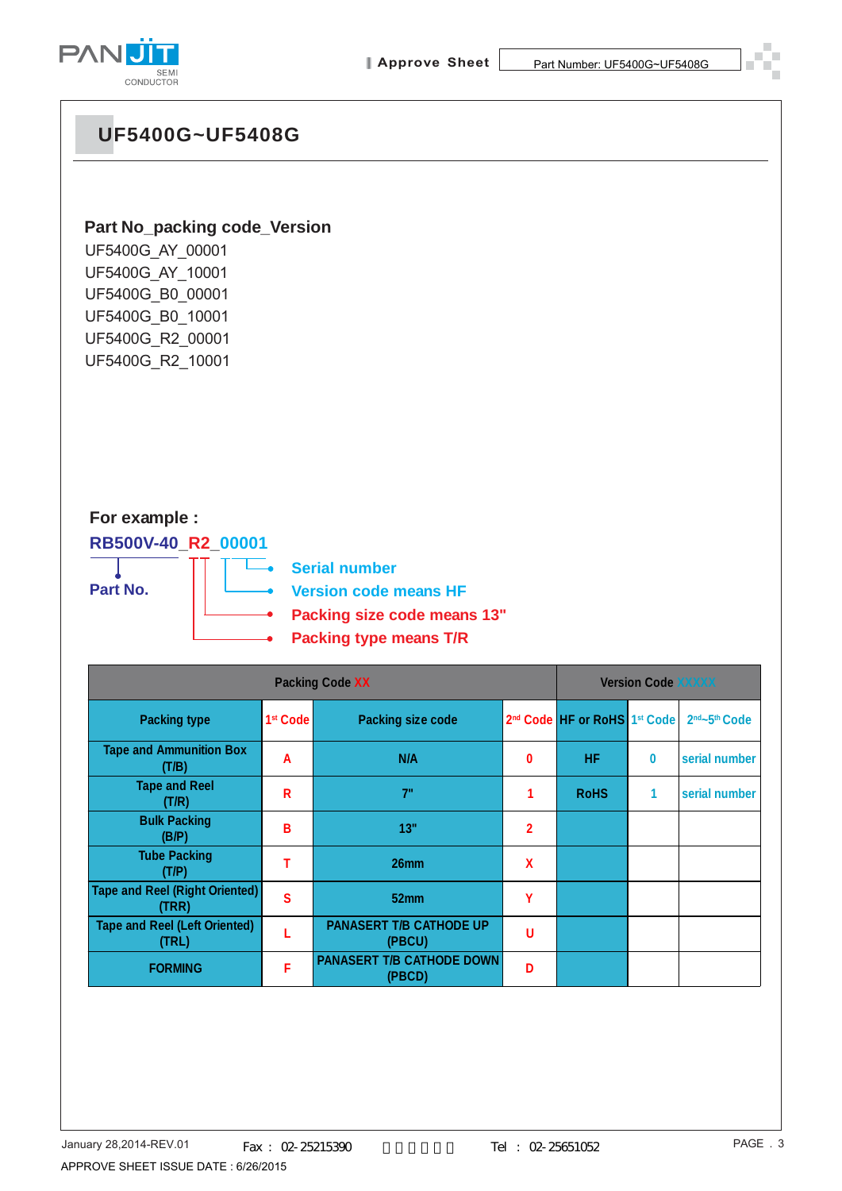# UF5400G~UF5408G

**Part No_packing code_Version**

UF5400G_AY_00001
UF5400G_AY_10001
UF5400G_B0_00001
UF5400G_B0_10001
UF5400G_R2_00001
UF5400G_R2_10001

**For example :**

**RB500V-40_R2_00001**

**Part No.**

- Serial number
- Version code means HF
- Packing size code means 13"
- Packing type means T/R

| Packing Code XX | | | | Version Code XXXXX | | |
|---|---|---|---|---|---|---|
| Packing type | 1st Code | Packing size code | 2nd Code | HF or RoHS | 1st Code | 2nd~5th Code |
| Tape and Ammunition Box (T/B) | A | N/A | 0 | HF | 0 | serial number |
| Tape and Reel (T/R) | R | 7" | 1 | RoHS | 1 | serial number |
| Bulk Packing (B/P) | B | 13" | 2 | | | |
| Tube Packing (T/P) | T | 26mm | X | | | |
| Tape and Reel (Right Oriented) (TRR) | S | 52mm | Y | | | |
| Tape and Reel (Left Oriented) (TRL) | L | PANASERT T/B CATHODE UP (PBCU) | U | | | |
| FORMING | F | PANASERT T/B CATHODE DOWN (PBCD) | D | | | |

January 28,2014-REV.01 Fax : 02-25215390 Tel : 02-25651052

APPROVE SHEET ISSUE DATE : 6/26/2015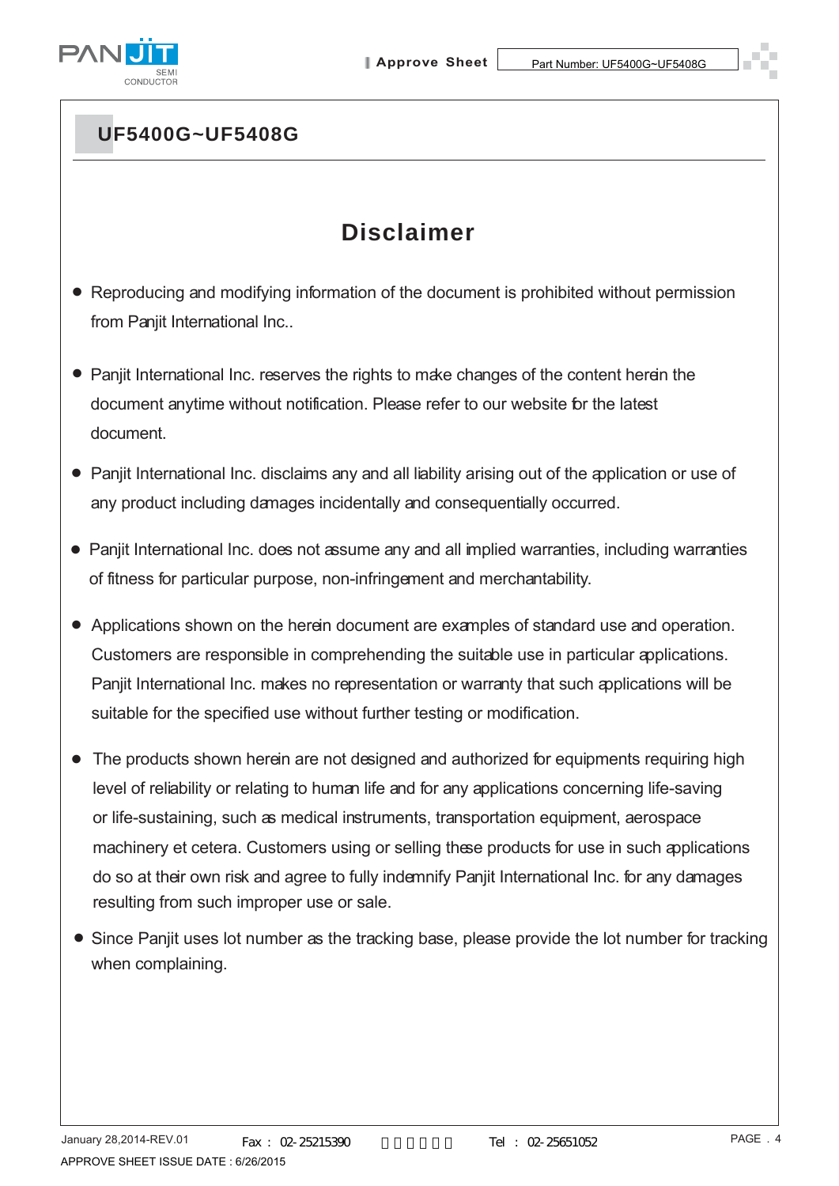# UF5400G~UF5408G

## Disclaimer

- Reproducing and modifying information of the document is prohibited without permission from Panjit International Inc..
- Panjit International Inc. reserves the rights to make changes of the content herein the document anytime without notification. Please refer to our website for the latest document.
- Panjit International Inc. disclaims any and all liability arising out of the application or use of any product including damages incidentally and consequentially occurred.
- Panjit International Inc. does not assume any and all implied warranties, including warranties of fitness for particular purpose, non-infringement and merchantability.
- Applications shown on the herein document are examples of standard use and operation. Customers are responsible in comprehending the suitable use in particular applications. Panjit International Inc. makes no representation or warranty that such applications will be suitable for the specified use without further testing or modification.
- The products shown herein are not designed and authorized for equipments requiring high level of reliability or relating to human life and for any applications concerning life-saving or life-sustaining, such as medical instruments, transportation equipment, aerospace machinery et cetera. Customers using or selling these products for use in such applications do so at their own risk and agree to fully indemnify Panjit International Inc. for any damages resulting from such improper use or sale.
- Since Panjit uses lot number as the tracking base, please provide the lot number for tracking when complaining.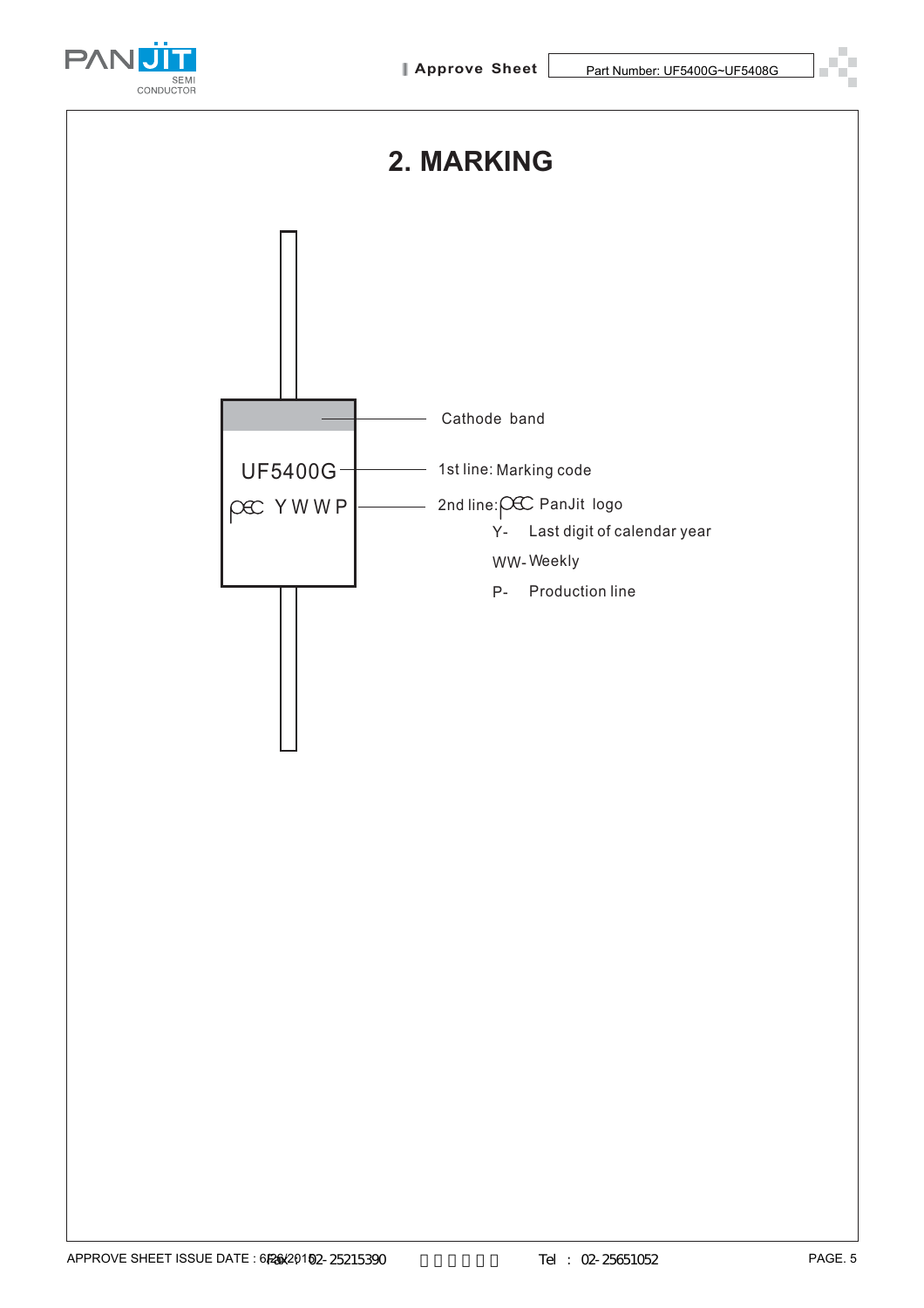## 2. MARKING

UF5400G

Y W W P

Cathode band

1st line: Marking code

2nd line: PanJit logo

Y- Last digit of calendar year

WW- Weekly

P- Production line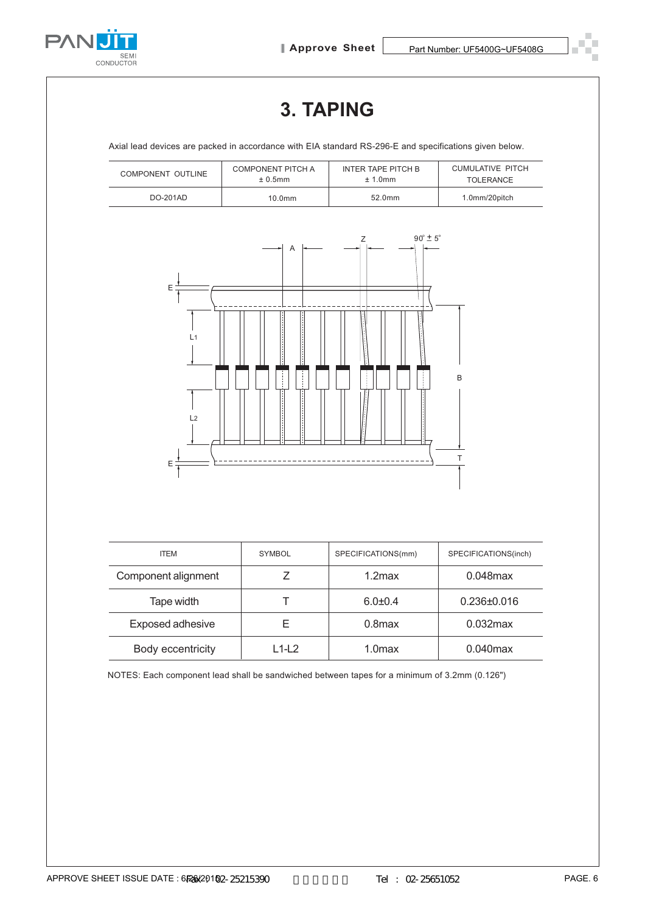# 3. TAPING

Axial lead devices are packed in accordance with EIA standard RS-296-E and specifications given below.

| COMPONENT OUTLINE | COMPONENT PITCH A ± 0.5mm | INTER TAPE PITCH B ± 1.0mm | CUMULATIVE PITCH TOLERANCE |
|---|---|---|---|
| DO-201AD | 10.0mm | 52.0mm | 1.0mm/20pitch |

| ITEM | SYMBOL | SPECIFICATIONS(mm) | SPECIFICATIONS(inch) |
|---|---|---|---|
| Component alignment | Z | 1.2max | 0.048max |
| Tape width | T | 6.0±0.4 | 0.236±0.016 |
| Exposed adhesive | E | 0.8max | 0.032max |
| Body eccentricity | L1-L2 | 1.0max | 0.040max |

NOTES: Each component lead shall be sandwiched between tapes for a minimum of 3.2mm (0.126")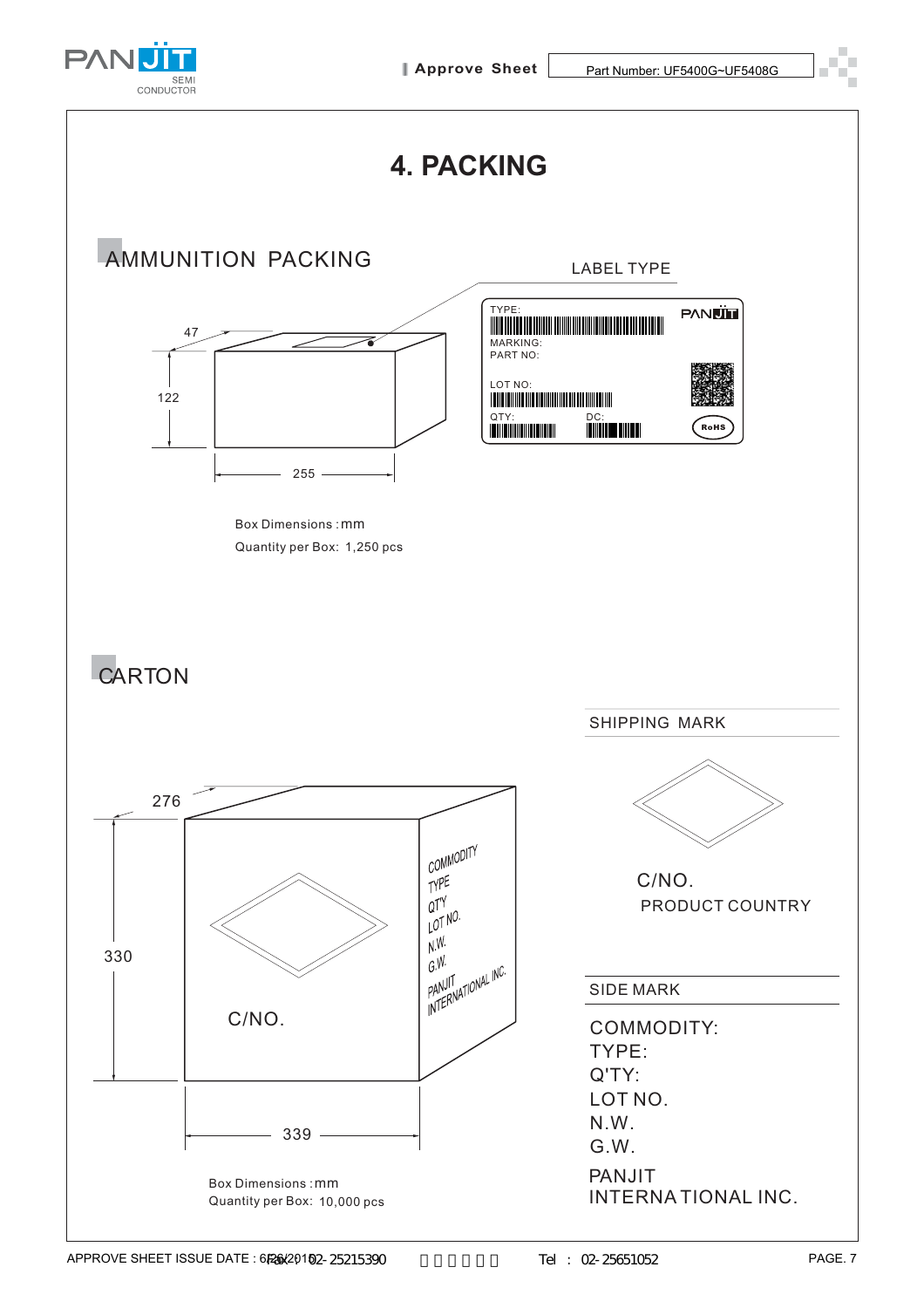# 4. PACKING

## AMMUNITION PACKING

LABEL TYPE

TYPE:
MARKING:
PART NO:
LOT NO:
QTY:
DC:
RoHS

47
122
255

Box Dimensions : mm
Quantity per Box: 1,250 pcs

## CARTON

276
330
339

C/NO.

COMMODITY
TYPE
QTY
LOT NO.
N.W.
G.W.
PANJIT
INTERNATIONAL INC.

Box Dimensions : mm
Quantity per Box: 10,000 pcs

SHIPPING MARK

C/NO.
PRODUCT COUNTRY

SIDE MARK

COMMODITY:
TYPE:
Q'TY:
LOT NO.
N.W.
G.W.
PANJIT
INTERNATIONAL INC.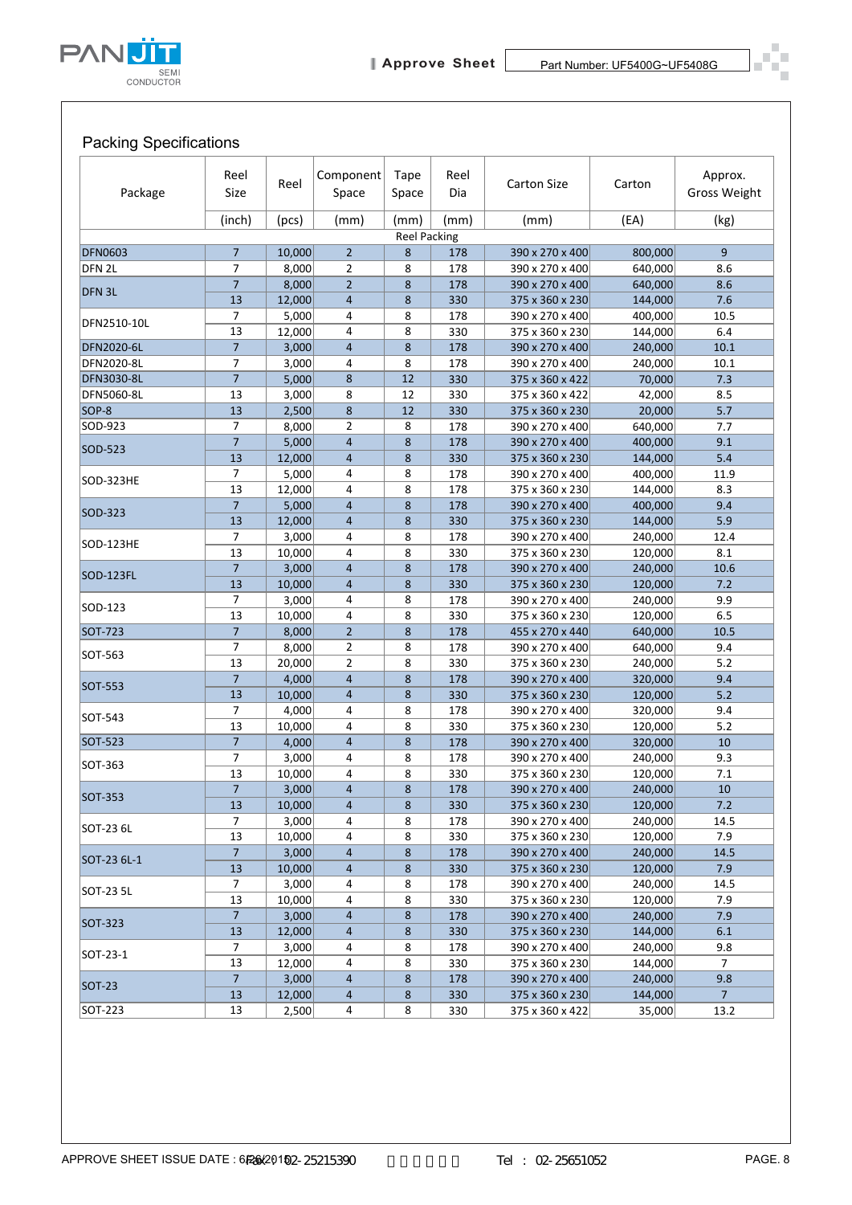## Packing Specifications

| Package | Reel Size (inch) | Reel (pcs) | Component Space (mm) | Tape Space (mm) | Reel Dia (mm) | Carton Size (mm) | Carton (EA) | Approx. Gross Weight (kg) |
|---|---|---|---|---|---|---|---|---|
| Reel Packing | | | | | | | | |
| DFN0603 | 7 | 10,000 | 2 | 8 | 178 | 390 x 270 x 400 | 800,000 | 9 |
| DFN 2L | 7 | 8,000 | 2 | 8 | 178 | 390 x 270 x 400 | 640,000 | 8.6 |
| DFN 3L | 7 | 8,000 | 2 | 8 | 178 | 390 x 270 x 400 | 640,000 | 8.6 |
| | 13 | 12,000 | 4 | 8 | 330 | 375 x 360 x 230 | 144,000 | 7.6 |
| DFN2510-10L | 7 | 5,000 | 4 | 8 | 178 | 390 x 270 x 400 | 400,000 | 10.5 |
| | 13 | 12,000 | 4 | 8 | 330 | 375 x 360 x 230 | 144,000 | 6.4 |
| DFN2020-6L | 7 | 3,000 | 4 | 8 | 178 | 390 x 270 x 400 | 240,000 | 10.1 |
| DFN2020-8L | 7 | 3,000 | 4 | 8 | 178 | 390 x 270 x 400 | 240,000 | 10.1 |
| DFN3030-8L | 7 | 5,000 | 8 | 12 | 330 | 375 x 360 x 422 | 70,000 | 7.3 |
| DFN5060-8L | 13 | 3,000 | 8 | 12 | 330 | 375 x 360 x 422 | 42,000 | 8.5 |
| SOP-8 | 13 | 2,500 | 8 | 12 | 330 | 375 x 360 x 230 | 20,000 | 5.7 |
| SOD-923 | 7 | 8,000 | 2 | 8 | 178 | 390 x 270 x 400 | 640,000 | 7.7 |
| SOD-523 | 7 | 5,000 | 4 | 8 | 178 | 390 x 270 x 400 | 400,000 | 9.1 |
| | 13 | 12,000 | 4 | 8 | 330 | 375 x 360 x 230 | 144,000 | 5.4 |
| SOD-323HE | 7 | 5,000 | 4 | 8 | 178 | 390 x 270 x 400 | 400,000 | 11.9 |
| | 13 | 12,000 | 4 | 8 | 178 | 375 x 360 x 230 | 144,000 | 8.3 |
| SOD-323 | 7 | 5,000 | 4 | 8 | 178 | 390 x 270 x 400 | 400,000 | 9.4 |
| | 13 | 12,000 | 4 | 8 | 330 | 375 x 360 x 230 | 144,000 | 5.9 |
| SOD-123HE | 7 | 3,000 | 4 | 8 | 178 | 390 x 270 x 400 | 240,000 | 12.4 |
| | 13 | 10,000 | 4 | 8 | 330 | 375 x 360 x 230 | 120,000 | 8.1 |
| SOD-123FL | 7 | 3,000 | 4 | 8 | 178 | 390 x 270 x 400 | 240,000 | 10.6 |
| | 13 | 10,000 | 4 | 8 | 330 | 375 x 360 x 230 | 120,000 | 7.2 |
| SOD-123 | 7 | 3,000 | 4 | 8 | 178 | 390 x 270 x 400 | 240,000 | 9.9 |
| | 13 | 10,000 | 4 | 8 | 330 | 375 x 360 x 230 | 120,000 | 6.5 |
| SOT-723 | 7 | 8,000 | 2 | 8 | 178 | 455 x 270 x 440 | 640,000 | 10.5 |
| SOT-563 | 7 | 8,000 | 2 | 8 | 178 | 390 x 270 x 400 | 640,000 | 9.4 |
| | 13 | 20,000 | 2 | 8 | 330 | 375 x 360 x 230 | 240,000 | 5.2 |
| SOT-553 | 7 | 4,000 | 4 | 8 | 178 | 390 x 270 x 400 | 320,000 | 9.4 |
| | 13 | 10,000 | 4 | 8 | 330 | 375 x 360 x 230 | 120,000 | 5.2 |
| SOT-543 | 7 | 4,000 | 4 | 8 | 178 | 390 x 270 x 400 | 320,000 | 9.4 |
| | 13 | 10,000 | 4 | 8 | 330 | 375 x 360 x 230 | 120,000 | 5.2 |
| SOT-523 | 7 | 4,000 | 4 | 8 | 178 | 390 x 270 x 400 | 320,000 | 10 |
| SOT-363 | 7 | 3,000 | 4 | 8 | 178 | 390 x 270 x 400 | 240,000 | 9.3 |
| | 13 | 10,000 | 4 | 8 | 330 | 375 x 360 x 230 | 120,000 | 7.1 |
| SOT-353 | 7 | 3,000 | 4 | 8 | 178 | 390 x 270 x 400 | 240,000 | 10 |
| | 13 | 10,000 | 4 | 8 | 330 | 375 x 360 x 230 | 120,000 | 7.2 |
| SOT-23 6L | 7 | 3,000 | 4 | 8 | 178 | 390 x 270 x 400 | 240,000 | 14.5 |
| | 13 | 10,000 | 4 | 8 | 330 | 375 x 360 x 230 | 120,000 | 7.9 |
| SOT-23 6L-1 | 7 | 3,000 | 4 | 8 | 178 | 390 x 270 x 400 | 240,000 | 14.5 |
| | 13 | 10,000 | 4 | 8 | 330 | 375 x 360 x 230 | 120,000 | 7.9 |
| SOT-23 5L | 7 | 3,000 | 4 | 8 | 178 | 390 x 270 x 400 | 240,000 | 14.5 |
| | 13 | 10,000 | 4 | 8 | 330 | 375 x 360 x 230 | 120,000 | 7.9 |
| SOT-323 | 7 | 3,000 | 4 | 8 | 178 | 390 x 270 x 400 | 240,000 | 7.9 |
| | 13 | 12,000 | 4 | 8 | 330 | 375 x 360 x 230 | 144,000 | 6.1 |
| SOT-23-1 | 7 | 3,000 | 4 | 8 | 178 | 390 x 270 x 400 | 240,000 | 9.8 |
| | 13 | 12,000 | 4 | 8 | 330 | 375 x 360 x 230 | 144,000 | 7 |
| SOT-23 | 7 | 3,000 | 4 | 8 | 178 | 390 x 270 x 400 | 240,000 | 9.8 |
| | 13 | 12,000 | 4 | 8 | 330 | 375 x 360 x 230 | 144,000 | 7 |
| SOT-223 | 13 | 2,500 | 4 | 8 | 330 | 375 x 360 x 422 | 35,000 | 13.2 |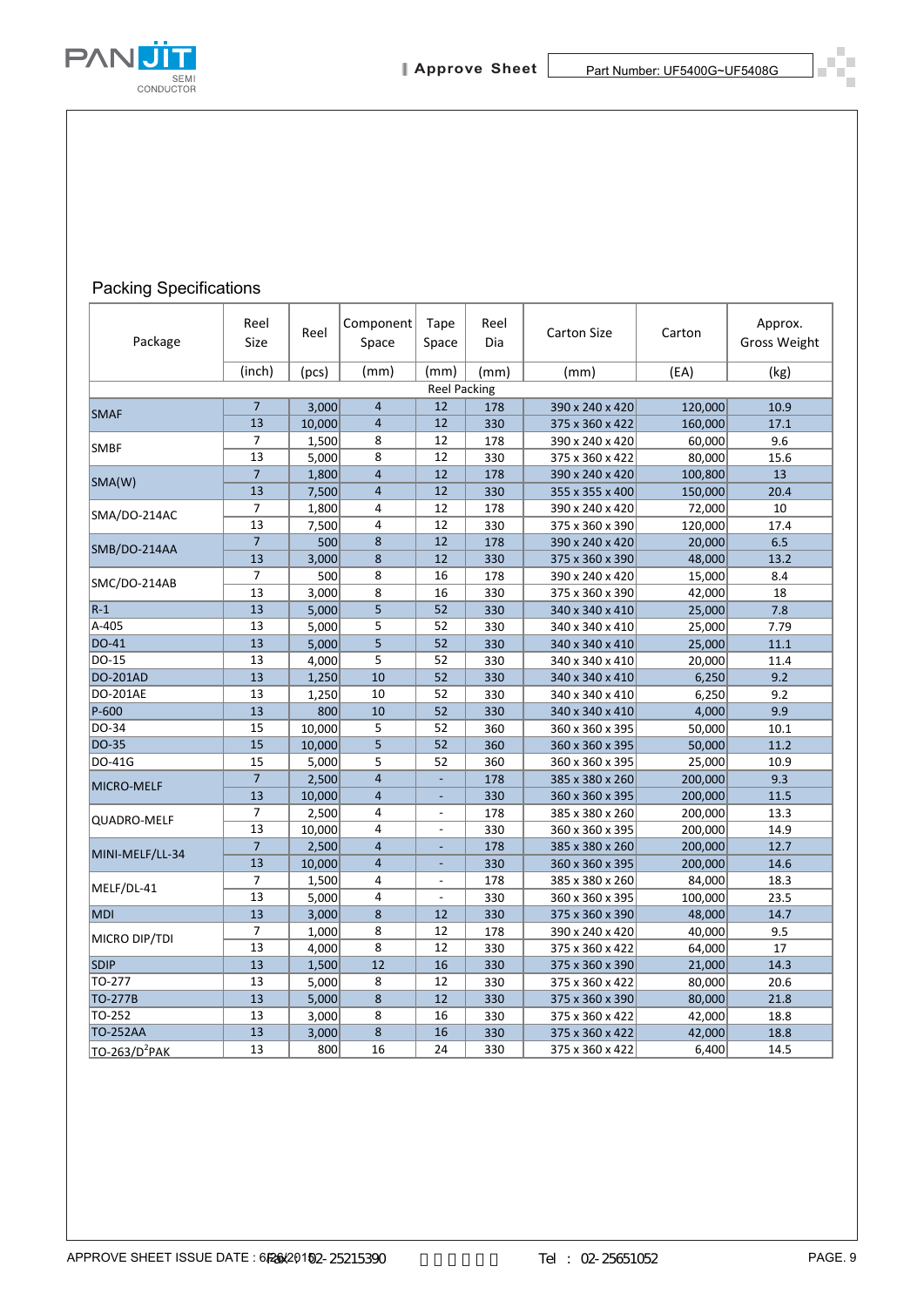## Packing Specifications

| Package | Reel Size | Reel | Component Space | Tape Space | Reel Dia | Carton Size | Carton | Approx. Gross Weight |
|---|---|---|---|---|---|---|---|---|
| | (inch) | (pcs) | (mm) | (mm) | (mm) | (mm) | (EA) | (kg) |
| Reel Packing | | | | | | | | |
| SMAF | 7 | 3,000 | 4 | 12 | 178 | 390 x 240 x 420 | 120,000 | 10.9 |
| | 13 | 10,000 | 4 | 12 | 330 | 375 x 360 x 422 | 160,000 | 17.1 |
| SMBF | 7 | 1,500 | 8 | 12 | 178 | 390 x 240 x 420 | 60,000 | 9.6 |
| | 13 | 5,000 | 8 | 12 | 330 | 375 x 360 x 422 | 80,000 | 15.6 |
| SMA(W) | 7 | 1,800 | 4 | 12 | 178 | 390 x 240 x 420 | 100,800 | 13 |
| | 13 | 7,500 | 4 | 12 | 330 | 355 x 355 x 400 | 150,000 | 20.4 |
| SMA/DO-214AC | 7 | 1,800 | 4 | 12 | 178 | 390 x 240 x 420 | 72,000 | 10 |
| | 13 | 7,500 | 4 | 12 | 330 | 375 x 360 x 390 | 120,000 | 17.4 |
| SMB/DO-214AA | 7 | 500 | 8 | 12 | 178 | 390 x 240 x 420 | 20,000 | 6.5 |
| | 13 | 3,000 | 8 | 12 | 330 | 375 x 360 x 390 | 48,000 | 13.2 |
| SMC/DO-214AB | 7 | 500 | 8 | 16 | 178 | 390 x 240 x 420 | 15,000 | 8.4 |
| | 13 | 3,000 | 8 | 16 | 330 | 375 x 360 x 390 | 42,000 | 18 |
| R-1 | 13 | 5,000 | 5 | 52 | 330 | 340 x 340 x 410 | 25,000 | 7.8 |
| A-405 | 13 | 5,000 | 5 | 52 | 330 | 340 x 340 x 410 | 25,000 | 7.79 |
| DO-41 | 13 | 5,000 | 5 | 52 | 330 | 340 x 340 x 410 | 25,000 | 11.1 |
| DO-15 | 13 | 4,000 | 5 | 52 | 330 | 340 x 340 x 410 | 20,000 | 11.4 |
| DO-201AD | 13 | 1,250 | 10 | 52 | 330 | 340 x 340 x 410 | 6,250 | 9.2 |
| DO-201AE | 13 | 1,250 | 10 | 52 | 330 | 340 x 340 x 410 | 6,250 | 9.2 |
| P-600 | 13 | 800 | 10 | 52 | 330 | 340 x 340 x 410 | 4,000 | 9.9 |
| DO-34 | 15 | 10,000 | 5 | 52 | 360 | 360 x 360 x 395 | 50,000 | 10.1 |
| DO-35 | 15 | 10,000 | 5 | 52 | 360 | 360 x 360 x 395 | 50,000 | 11.2 |
| DO-41G | 15 | 5,000 | 5 | 52 | 360 | 360 x 360 x 395 | 25,000 | 10.9 |
| MICRO-MELF | 7 | 2,500 | 4 | - | 178 | 385 x 380 x 260 | 200,000 | 9.3 |
| | 13 | 10,000 | 4 | - | 330 | 360 x 360 x 395 | 200,000 | 11.5 |
| QUADRO-MELF | 7 | 2,500 | 4 | - | 178 | 385 x 380 x 260 | 200,000 | 13.3 |
| | 13 | 10,000 | 4 | - | 330 | 360 x 360 x 395 | 200,000 | 14.9 |
| MINI-MELF/LL-34 | 7 | 2,500 | 4 | - | 178 | 385 x 380 x 260 | 200,000 | 12.7 |
| | 13 | 10,000 | 4 | - | 330 | 360 x 360 x 395 | 200,000 | 14.6 |
| MELF/DL-41 | 7 | 1,500 | 4 | - | 178 | 385 x 380 x 260 | 84,000 | 18.3 |
| | 13 | 5,000 | 4 | - | 330 | 360 x 360 x 395 | 100,000 | 23.5 |
| MDI | 13 | 3,000 | 8 | 12 | 330 | 375 x 360 x 390 | 48,000 | 14.7 |
| MICRO DIP/TDI | 7 | 1,000 | 8 | 12 | 178 | 390 x 240 x 420 | 40,000 | 9.5 |
| | 13 | 4,000 | 8 | 12 | 330 | 375 x 360 x 422 | 64,000 | 17 |
| SDIP | 13 | 1,500 | 12 | 16 | 330 | 375 x 360 x 390 | 21,000 | 14.3 |
| TO-277 | 13 | 5,000 | 8 | 12 | 330 | 375 x 360 x 422 | 80,000 | 20.6 |
| TO-277B | 13 | 5,000 | 8 | 12 | 330 | 375 x 360 x 390 | 80,000 | 21.8 |
| TO-252 | 13 | 3,000 | 8 | 16 | 330 | 375 x 360 x 422 | 42,000 | 18.8 |
| TO-252AA | 13 | 3,000 | 8 | 16 | 330 | 375 x 360 x 422 | 42,000 | 18.8 |
| TO-263/D$^2$PAK | 13 | 800 | 16 | 24 | 330 | 375 x 360 x 422 | 6,400 | 14.5 |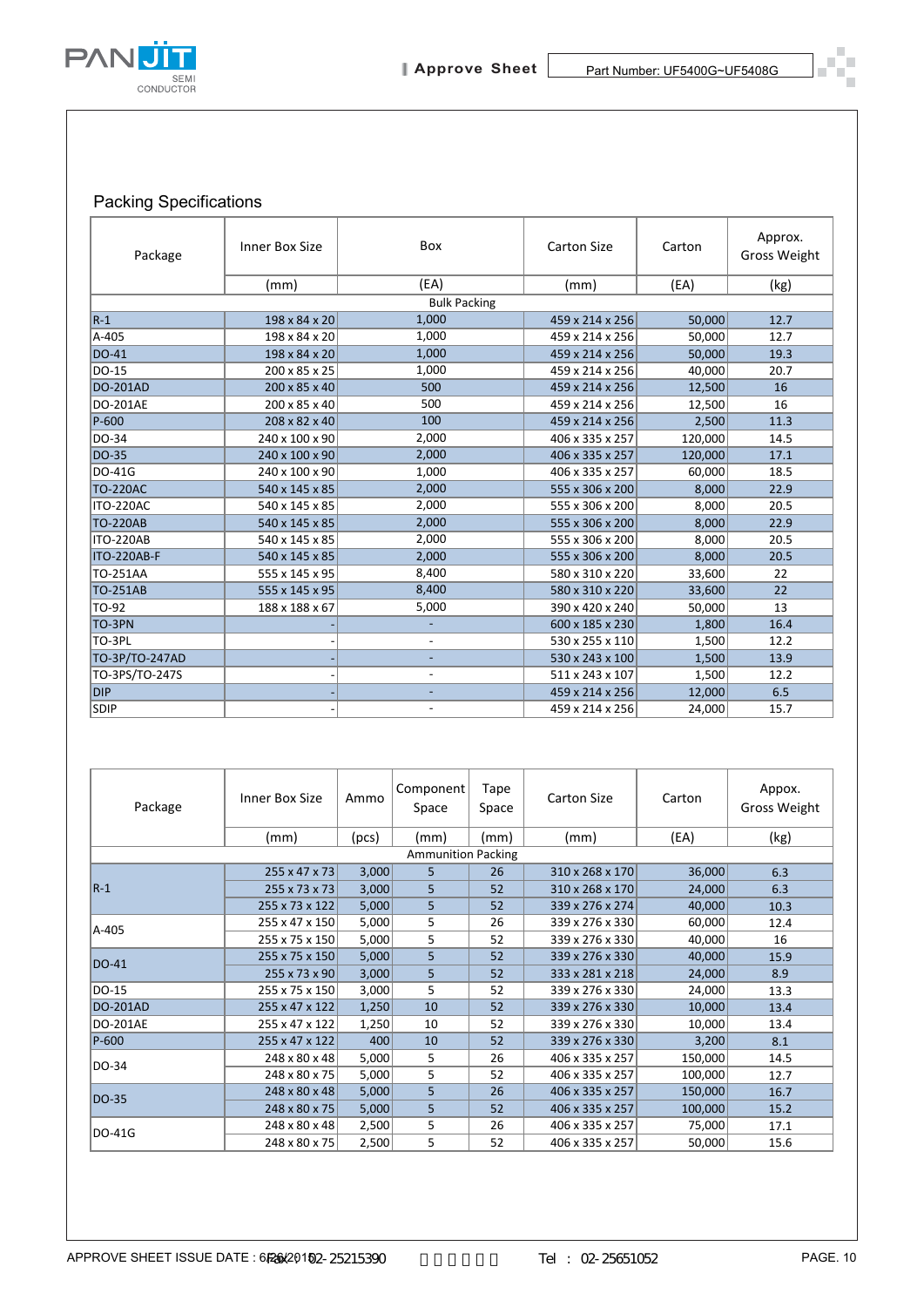## Packing Specifications

| Package | Inner Box Size | Box | Carton Size | Carton | Approx. Gross Weight |
|---|---|---|---|---|---|
| | (mm) | (EA) | (mm) | (EA) | (kg) |
| Bulk Packing | | | | | |
| R-1 | 198 x 84 x 20 | 1,000 | 459 x 214 x 256 | 50,000 | 12.7 |
| A-405 | 198 x 84 x 20 | 1,000 | 459 x 214 x 256 | 50,000 | 12.7 |
| DO-41 | 198 x 84 x 20 | 1,000 | 459 x 214 x 256 | 50,000 | 19.3 |
| DO-15 | 200 x 85 x 25 | 1,000 | 459 x 214 x 256 | 40,000 | 20.7 |
| DO-201AD | 200 x 85 x 40 | 500 | 459 x 214 x 256 | 12,500 | 16 |
| DO-201AE | 200 x 85 x 40 | 500 | 459 x 214 x 256 | 12,500 | 16 |
| P-600 | 208 x 82 x 40 | 100 | 459 x 214 x 256 | 2,500 | 11.3 |
| DO-34 | 240 x 100 x 90 | 2,000 | 406 x 335 x 257 | 120,000 | 14.5 |
| DO-35 | 240 x 100 x 90 | 2,000 | 406 x 335 x 257 | 120,000 | 17.1 |
| DO-41G | 240 x 100 x 90 | 1,000 | 406 x 335 x 257 | 60,000 | 18.5 |
| TO-220AC | 540 x 145 x 85 | 2,000 | 555 x 306 x 200 | 8,000 | 22.9 |
| ITO-220AC | 540 x 145 x 85 | 2,000 | 555 x 306 x 200 | 8,000 | 20.5 |
| TO-220AB | 540 x 145 x 85 | 2,000 | 555 x 306 x 200 | 8,000 | 22.9 |
| ITO-220AB | 540 x 145 x 85 | 2,000 | 555 x 306 x 200 | 8,000 | 20.5 |
| ITO-220AB-F | 540 x 145 x 85 | 2,000 | 555 x 306 x 200 | 8,000 | 20.5 |
| TO-251AA | 555 x 145 x 95 | 8,400 | 580 x 310 x 220 | 33,600 | 22 |
| TO-251AB | 555 x 145 x 95 | 8,400 | 580 x 310 x 220 | 33,600 | 22 |
| TO-92 | 188 x 188 x 67 | 5,000 | 390 x 420 x 240 | 50,000 | 13 |
| TO-3PN | - | - | 600 x 185 x 230 | 1,800 | 16.4 |
| TO-3PL | - | - | 530 x 255 x 110 | 1,500 | 12.2 |
| TO-3P/TO-247AD | - | - | 530 x 243 x 100 | 1,500 | 13.9 |
| TO-3PS/TO-247S | - | - | 511 x 243 x 107 | 1,500 | 12.2 |
| DIP | - | - | 459 x 214 x 256 | 12,000 | 6.5 |
| SDIP | - | - | 459 x 214 x 256 | 24,000 | 15.7 |

| Package | Inner Box Size | Ammo | Component Space | Tape Space | Carton Size | Carton | Appox. Gross Weight |
|---|---|---|---|---|---|---|---|
| | (mm) | (pcs) | (mm) | (mm) | (mm) | (EA) | (kg) |
| Ammunition Packing | | | | | | | |
| R-1 | 255 x 47 x 73 | 3,000 | 5 | 26 | 310 x 268 x 170 | 36,000 | 6.3 |
| | 255 x 73 x 73 | 3,000 | 5 | 52 | 310 x 268 x 170 | 24,000 | 6.3 |
| | 255 x 73 x 122 | 5,000 | 5 | 52 | 339 x 276 x 274 | 40,000 | 10.3 |
| A-405 | 255 x 47 x 150 | 5,000 | 5 | 26 | 339 x 276 x 330 | 60,000 | 12.4 |
| | 255 x 75 x 150 | 5,000 | 5 | 52 | 339 x 276 x 330 | 40,000 | 16 |
| DO-41 | 255 x 75 x 150 | 5,000 | 5 | 52 | 339 x 276 x 330 | 40,000 | 15.9 |
| | 255 x 73 x 90 | 3,000 | 5 | 52 | 333 x 281 x 218 | 24,000 | 8.9 |
| DO-15 | 255 x 75 x 150 | 3,000 | 5 | 52 | 339 x 276 x 330 | 24,000 | 13.3 |
| DO-201AD | 255 x 47 x 122 | 1,250 | 10 | 52 | 339 x 276 x 330 | 10,000 | 13.4 |
| DO-201AE | 255 x 47 x 122 | 1,250 | 10 | 52 | 339 x 276 x 330 | 10,000 | 13.4 |
| P-600 | 255 x 47 x 122 | 400 | 10 | 52 | 339 x 276 x 330 | 3,200 | 8.1 |
| DO-34 | 248 x 80 x 48 | 5,000 | 5 | 26 | 406 x 335 x 257 | 150,000 | 14.5 |
| | 248 x 80 x 75 | 5,000 | 5 | 52 | 406 x 335 x 257 | 100,000 | 12.7 |
| DO-35 | 248 x 80 x 48 | 5,000 | 5 | 26 | 406 x 335 x 257 | 150,000 | 16.7 |
| | 248 x 80 x 75 | 5,000 | 5 | 52 | 406 x 335 x 257 | 100,000 | 15.2 |
| DO-41G | 248 x 80 x 48 | 2,500 | 5 | 26 | 406 x 335 x 257 | 75,000 | 17.1 |
| | 248 x 80 x 75 | 2,500 | 5 | 52 | 406 x 335 x 257 | 50,000 | 15.6 |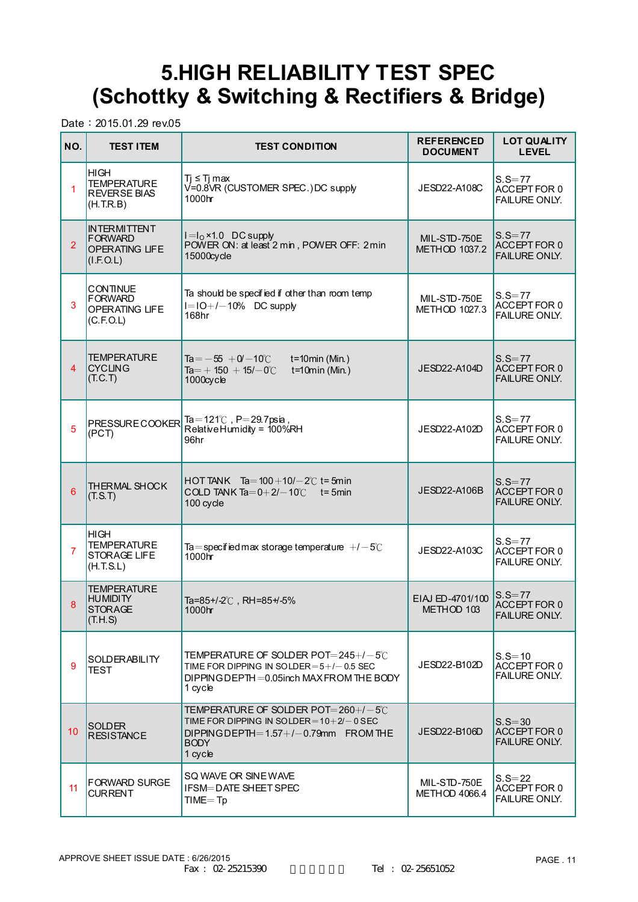# 5.HIGH RELIABILITY TEST SPEC
# (Schottky & Switching & Rectifiers & Bridge)

Date：2015.01.29 rev.05

| NO. | TEST ITEM | TEST CONDITION | REFERENCED DOCUMENT | LOT QUALITY LEVEL |
|---|---|---|---|---|
| 1 | HIGH TEMPERATURE REVERSE BIAS (H.T.R.B) | Tj ≤ Tj max<br>V=0.8VR (CUSTOMER SPEC.)DC supply<br>1000hr | JESD22-A108C | S.S=77<br>ACCEPT FOR 0 FAILURE ONLY. |
| 2 | INTERMITTENT FORWARD OPERATING LIFE (I.F.O.L) | I＝$I_O$×1.0 DC supply<br>POWER ON: at least 2 min , POWER OFF: 2min<br>15000cycle | MIL-STD-750E METHOD 1037.2 | S.S=77<br>ACCEPT FOR 0 FAILURE ONLY. |
| 3 | CONTINUE FORWARD OPERATING LIFE (C.F.O.L) | Ta should be specified if other than room temp<br>I=IO+/－10% DC supply<br>168hr | MIL-STD-750E METHOD 1027.3 | S.S=77<br>ACCEPT FOR 0 FAILURE ONLY. |
| 4 | TEMPERATURE CYCLING (T.C.T) | Ta=－55 ＋0/－10℃ t=10min (Min.)<br>Ta=＋150 ＋15/－0℃ t=10min (Min.)<br>1000cycle | JESD22-A104D | S.S=77<br>ACCEPT FOR 0 FAILURE ONLY. |
| 5 | PRESSURE COOKER (PCT) | Ta＝121℃ , P=29.7psia ,<br>Relative Humidity = 100%RH<br>96hr | JESD22-A102D | S.S=77<br>ACCEPT FOR 0 FAILURE ONLY. |
| 6 | THERMAL SHOCK (T.S.T) | HOT TANK Ta＝100＋10/－2℃ t= 5min<br>COLD TANK Ta＝0＋2/－10℃ t= 5min<br>100 cycle | JESD22-A106B | S.S=77<br>ACCEPT FOR 0 FAILURE ONLY. |
| 7 | HIGH TEMPERATURE STORAGE LIFE (H.T.S.L) | Ta＝specified max storage temperature ＋/－5℃<br>1000hr | JESD22-A103C | S.S=77<br>ACCEPT FOR 0 FAILURE ONLY. |
| 8 | TEMPERATURE HUMIDITY STORAGE (T.H.S) | Ta=85+/-2℃ , RH=85+/-5%<br>1000hr | EIAJ ED-4701/100 METHOD 103 | S.S=77<br>ACCEPT FOR 0 FAILURE ONLY. |
| 9 | SOLDERABILITY TEST | TEMPERATURE OF SOLDER POT＝245＋/－5℃<br>TIME FOR DIPPING IN SOLDER＝5＋/－0.5 SEC<br>DIPPING DEPTH＝0.05inch MAX FROM THE BODY<br>1 cycle | JESD22-B102D | S.S=10<br>ACCEPT FOR 0 FAILURE ONLY. |
| 10 | SOLDER RESISTANCE | TEMPERATURE OF SOLDER POT＝260＋/－5℃<br>TIME FOR DIPPING IN SOLDER＝10＋2/－0 SEC<br>DIPPING DEPTH＝1.57＋/－0.79mm FROM THE BODY<br>1 cycle | JESD22-B106D | S.S=30<br>ACCEPT FOR 0 FAILURE ONLY. |
| 11 | FORWARD SURGE CURRENT | SQ WAVE OR SINE WAVE<br>IFSM＝DATE SHEET SPEC<br>TIME＝Tp | MIL-STD-750E METHOD 4066.4 | S.S=22<br>ACCEPT FOR 0 FAILURE ONLY. |

APPROVE SHEET ISSUE DATE : 6/26/2015

Fax : 02-25215390 Tel : 02-25651052